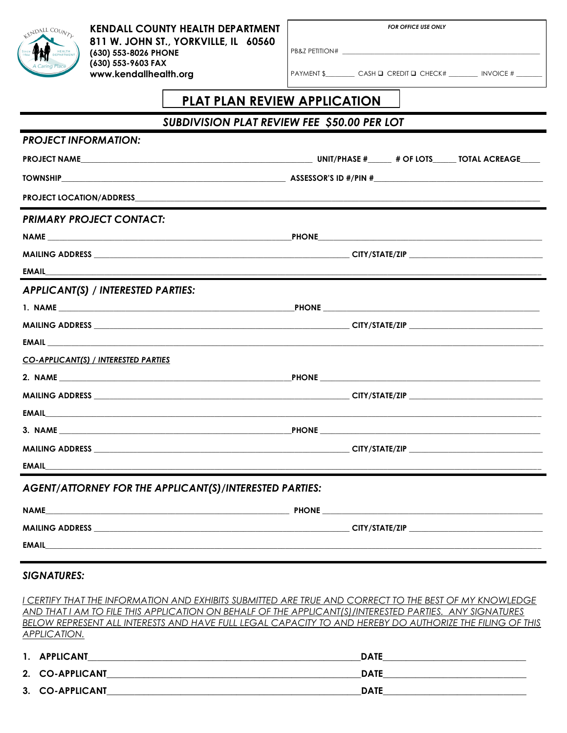**KENDALL COUNTY HEALTH DEPARTMENT**
**811 W. JOHN ST., YORKVILLE, IL 60560**
**(630) 553-8026 PHONE**
**(630) 553-9603 FAX**
**www.kendallhealth.org**

*FOR OFFICE USE ONLY*

PB&Z PETITION# ____________________

PAYMENT $________ CASH ❑ CREDIT ❑ CHECK# ________ INVOICE # _______

# PLAT PLAN REVIEW APPLICATION

## *SUBDIVISION PLAT REVIEW FEE $50.00 PER LOT*

### *PROJECT INFORMATION:*

**PROJECT NAME**____________________ **UNIT/PHASE #**______ **# OF LOTS**______ **TOTAL ACREAGE**_____

**TOWNSHIP**____________________ **ASSESSOR'S ID #/PIN #**____________________

**PROJECT LOCATION/ADDRESS**____________________

### *PRIMARY PROJECT CONTACT:*

**NAME** ____________________ **PHONE**____________________

**MAILING ADDRESS** ____________________ **CITY/STATE/ZIP** ____________________

**EMAIL**____________________

### *APPLICANT(S) / INTERESTED PARTIES:*

**1. NAME** ____________________ **PHONE** ____________________

**MAILING ADDRESS** ____________________ **CITY/STATE/ZIP** ____________________

**EMAIL** ____________________

***CO-APPLICANT(S) / INTERESTED PARTIES***

**2. NAME** ____________________ **PHONE** ____________________

**MAILING ADDRESS** ____________________ **CITY/STATE/ZIP** ____________________

**EMAIL**____________________

**3. NAME** ____________________ **PHONE** ____________________

**MAILING ADDRESS** ____________________ **CITY/STATE/ZIP** ____________________

**EMAIL**____________________

### *AGENT/ATTORNEY FOR THE APPLICANT(S)/INTERESTED PARTIES:*

**NAME**____________________ **PHONE** ____________________

**MAILING ADDRESS** ____________________ **CITY/STATE/ZIP** ____________________

**EMAIL**____________________

### *SIGNATURES:*

*I CERTIFY THAT THE INFORMATION AND EXHIBITS SUBMITTED ARE TRUE AND CORRECT TO THE BEST OF MY KNOWLEDGE AND THAT I AM TO FILE THIS APPLICATION ON BEHALF OF THE APPLICANT(S)/INTERESTED PARTIES. ANY SIGNATURES BELOW REPRESENT ALL INTERESTS AND HAVE FULL LEGAL CAPACITY TO AND HEREBY DO AUTHORIZE THE FILING OF THIS APPLICATION.*

**1. APPLICANT**____________________ **DATE**____________________

**2. CO-APPLICANT**____________________ **DATE**____________________

**3. CO-APPLICANT**____________________ **DATE**____________________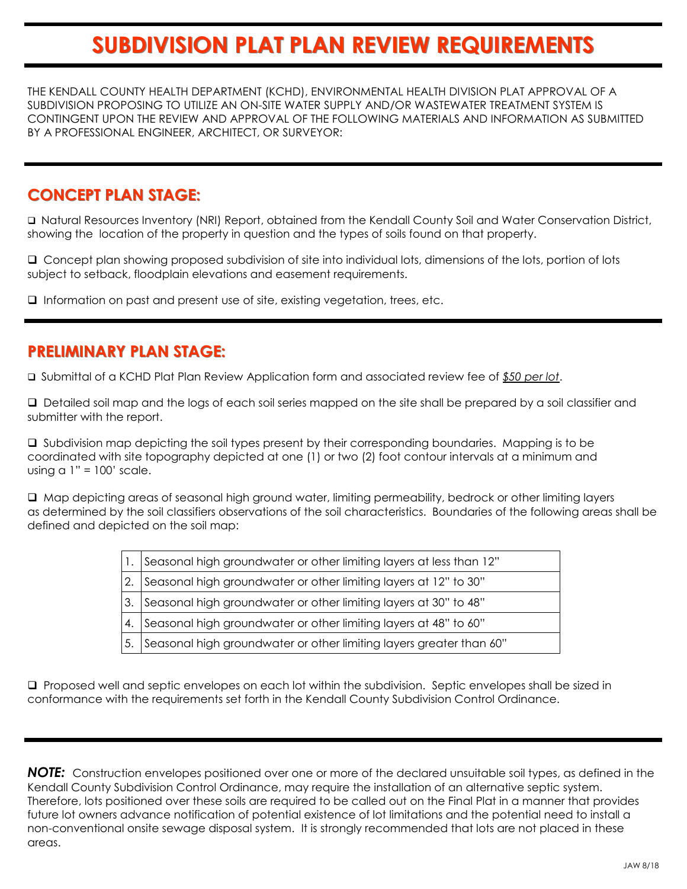# SUBDIVISION PLAT PLAN REVIEW REQUIREMENTS

THE KENDALL COUNTY HEALTH DEPARTMENT (KCHD), ENVIRONMENTAL HEALTH DIVISION PLAT APPROVAL OF A SUBDIVISION PROPOSING TO UTILIZE AN ON-SITE WATER SUPPLY AND/OR WASTEWATER TREATMENT SYSTEM IS CONTINGENT UPON THE REVIEW AND APPROVAL OF THE FOLLOWING MATERIALS AND INFORMATION AS SUBMITTED BY A PROFESSIONAL ENGINEER, ARCHITECT, OR SURVEYOR:

## CONCEPT PLAN STAGE:

- ❑ Natural Resources Inventory (NRI) Report, obtained from the Kendall County Soil and Water Conservation District, showing the location of the property in question and the types of soils found on that property.

- ❑ Concept plan showing proposed subdivision of site into individual lots, dimensions of the lots, portion of lots subject to setback, floodplain elevations and easement requirements.

- ❑ Information on past and present use of site, existing vegetation, trees, etc.

## PRELIMINARY PLAN STAGE:

- ❑ Submittal of a KCHD Plat Plan Review Application form and associated review fee of *$50 per lot*.

- ❑ Detailed soil map and the logs of each soil series mapped on the site shall be prepared by a soil classifier and submitter with the report.

- ❑ Subdivision map depicting the soil types present by their corresponding boundaries. Mapping is to be coordinated with site topography depicted at one (1) or two (2) foot contour intervals at a minimum and using a 1" = 100' scale.

- ❑ Map depicting areas of seasonal high ground water, limiting permeability, bedrock or other limiting layers as determined by the soil classifiers observations of the soil characteristics. Boundaries of the following areas shall be defined and depicted on the soil map:

| | |
|---|---|
| 1. | Seasonal high groundwater or other limiting layers at less than 12" |
| 2. | Seasonal high groundwater or other limiting layers at 12" to 30" |
| 3. | Seasonal high groundwater or other limiting layers at 30" to 48" |
| 4. | Seasonal high groundwater or other limiting layers at 48" to 60" |
| 5. | Seasonal high groundwater or other limiting layers greater than 60" |

- ❑ Proposed well and septic envelopes on each lot within the subdivision. Septic envelopes shall be sized in conformance with the requirements set forth in the Kendall County Subdivision Control Ordinance.

***NOTE:*** Construction envelopes positioned over one or more of the declared unsuitable soil types, as defined in the Kendall County Subdivision Control Ordinance, may require the installation of an alternative septic system. Therefore, lots positioned over these soils are required to be called out on the Final Plat in a manner that provides future lot owners advance notification of potential existence of lot limitations and the potential need to install a non-conventional onsite sewage disposal system. It is strongly recommended that lots are not placed in these areas.

JAW 8/18